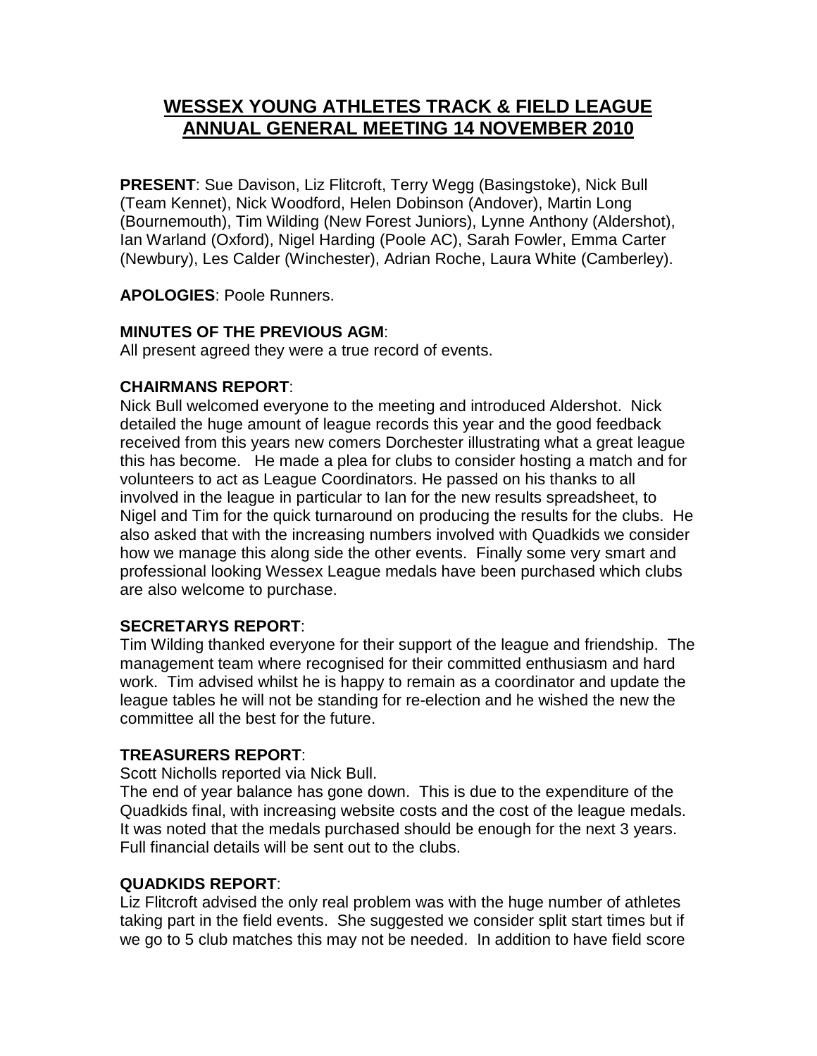# WESSEX YOUNG ATHLETES TRACK & FIELD LEAGUE ANNUAL GENERAL MEETING 14 NOVEMBER 2010

**PRESENT**: Sue Davison, Liz Flitcroft, Terry Wegg (Basingstoke), Nick Bull (Team Kennet), Nick Woodford, Helen Dobinson (Andover), Martin Long (Bournemouth), Tim Wilding (New Forest Juniors), Lynne Anthony (Aldershot), Ian Warland (Oxford), Nigel Harding (Poole AC), Sarah Fowler, Emma Carter (Newbury), Les Calder (Winchester), Adrian Roche, Laura White (Camberley).

**APOLOGIES**: Poole Runners.

**MINUTES OF THE PREVIOUS AGM**:
All present agreed they were a true record of events.

**CHAIRMANS REPORT**:
Nick Bull welcomed everyone to the meeting and introduced Aldershot. Nick detailed the huge amount of league records this year and the good feedback received from this years new comers Dorchester illustrating what a great league this has become. He made a plea for clubs to consider hosting a match and for volunteers to act as League Coordinators. He passed on his thanks to all involved in the league in particular to Ian for the new results spreadsheet, to Nigel and Tim for the quick turnaround on producing the results for the clubs. He also asked that with the increasing numbers involved with Quadkids we consider how we manage this along side the other events. Finally some very smart and professional looking Wessex League medals have been purchased which clubs are also welcome to purchase.

**SECRETARYS REPORT**:
Tim Wilding thanked everyone for their support of the league and friendship. The management team where recognised for their committed enthusiasm and hard work. Tim advised whilst he is happy to remain as a coordinator and update the league tables he will not be standing for re-election and he wished the new the committee all the best for the future.

**TREASURERS REPORT**:
Scott Nicholls reported via Nick Bull.
The end of year balance has gone down. This is due to the expenditure of the Quadkids final, with increasing website costs and the cost of the league medals. It was noted that the medals purchased should be enough for the next 3 years. Full financial details will be sent out to the clubs.

**QUADKIDS REPORT**:
Liz Flitcroft advised the only real problem was with the huge number of athletes taking part in the field events. She suggested we consider split start times but if we go to 5 club matches this may not be needed. In addition to have field score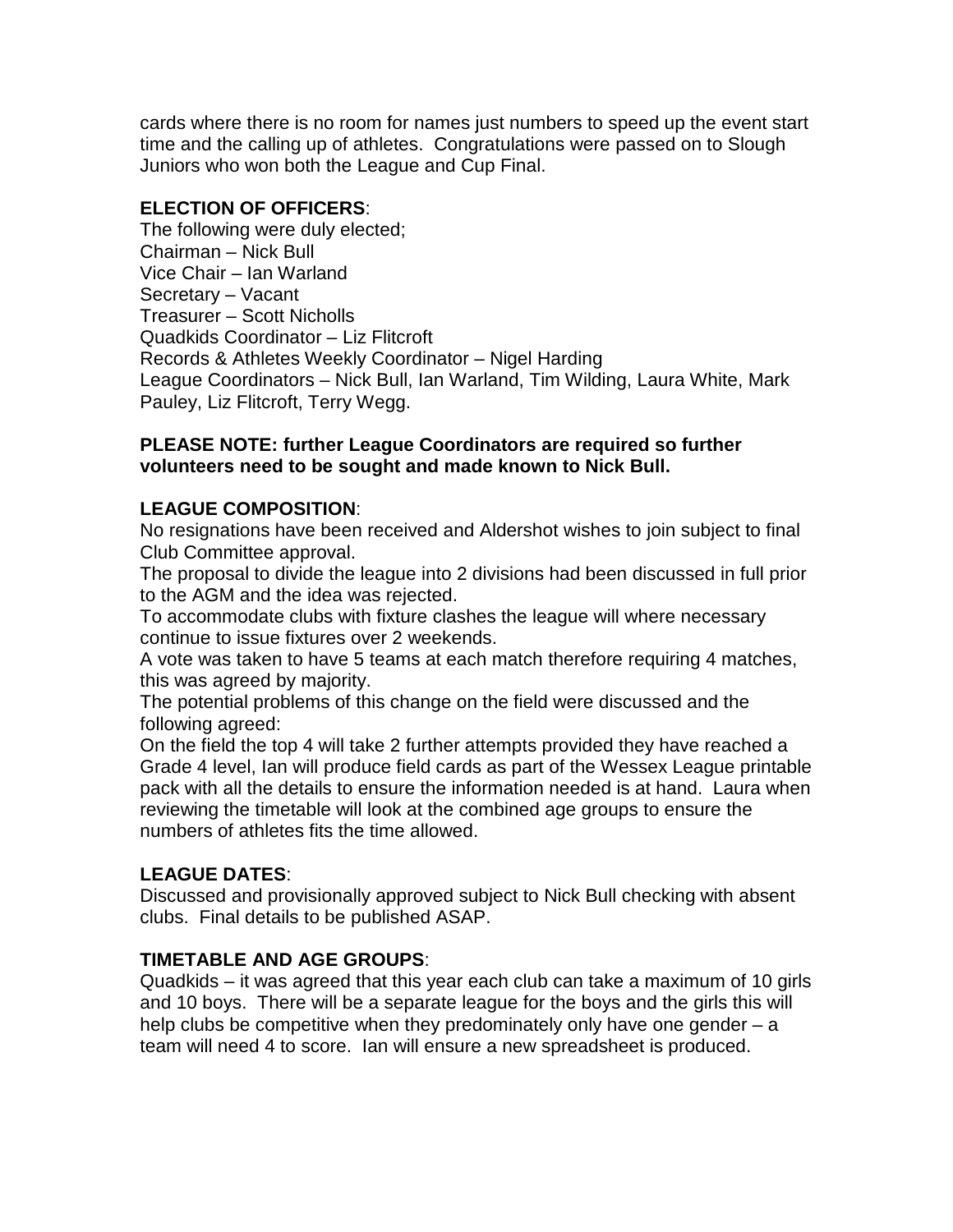cards where there is no room for names just numbers to speed up the event start time and the calling up of athletes. Congratulations were passed on to Slough Juniors who won both the League and Cup Final.

**ELECTION OF OFFICERS**:

The following were duly elected;
Chairman – Nick Bull
Vice Chair – Ian Warland
Secretary – Vacant
Treasurer – Scott Nicholls
Quadkids Coordinator – Liz Flitcroft
Records & Athletes Weekly Coordinator – Nigel Harding
League Coordinators – Nick Bull, Ian Warland, Tim Wilding, Laura White, Mark Pauley, Liz Flitcroft, Terry Wegg.

**PLEASE NOTE: further League Coordinators are required so further volunteers need to be sought and made known to Nick Bull.**

**LEAGUE COMPOSITION**:

No resignations have been received and Aldershot wishes to join subject to final Club Committee approval.
The proposal to divide the league into 2 divisions had been discussed in full prior to the AGM and the idea was rejected.
To accommodate clubs with fixture clashes the league will where necessary continue to issue fixtures over 2 weekends.
A vote was taken to have 5 teams at each match therefore requiring 4 matches, this was agreed by majority.
The potential problems of this change on the field were discussed and the following agreed:
On the field the top 4 will take 2 further attempts provided they have reached a Grade 4 level, Ian will produce field cards as part of the Wessex League printable pack with all the details to ensure the information needed is at hand. Laura when reviewing the timetable will look at the combined age groups to ensure the numbers of athletes fits the time allowed.

**LEAGUE DATES**:

Discussed and provisionally approved subject to Nick Bull checking with absent clubs. Final details to be published ASAP.

**TIMETABLE AND AGE GROUPS**:

Quadkids – it was agreed that this year each club can take a maximum of 10 girls and 10 boys. There will be a separate league for the boys and the girls this will help clubs be competitive when they predominately only have one gender – a team will need 4 to score. Ian will ensure a new spreadsheet is produced.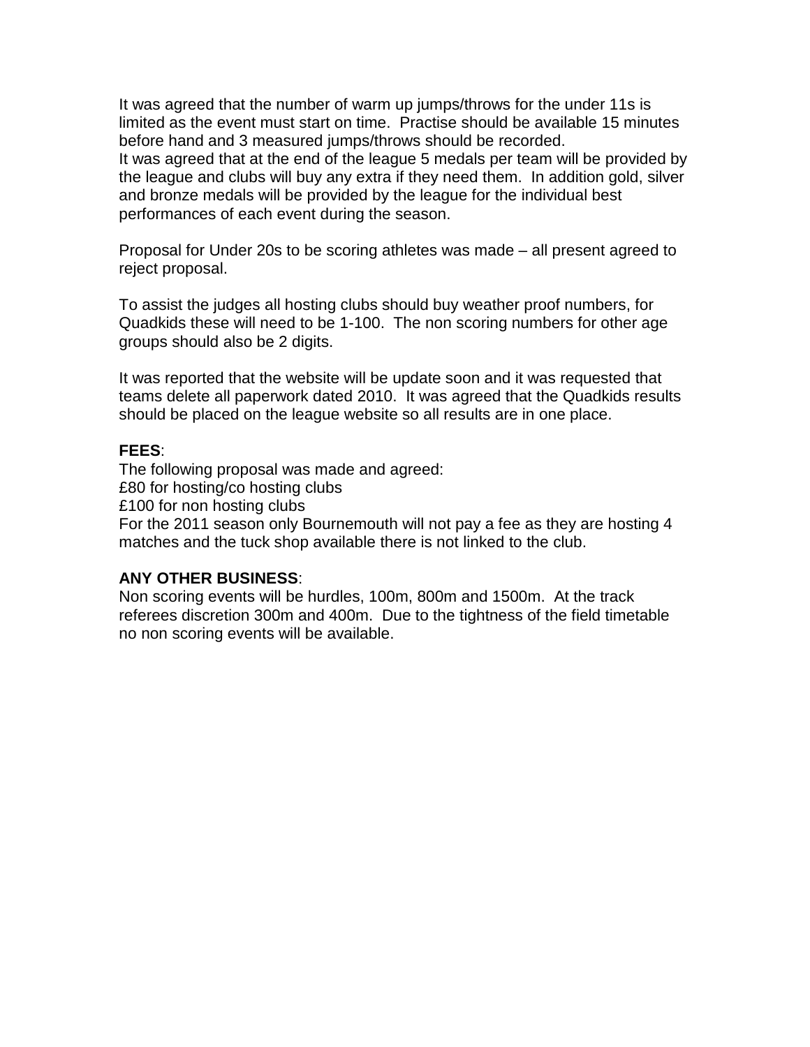It was agreed that the number of warm up jumps/throws for the under 11s is limited as the event must start on time. Practise should be available 15 minutes before hand and 3 measured jumps/throws should be recorded.
It was agreed that at the end of the league 5 medals per team will be provided by the league and clubs will buy any extra if they need them. In addition gold, silver and bronze medals will be provided by the league for the individual best performances of each event during the season.

Proposal for Under 20s to be scoring athletes was made – all present agreed to reject proposal.

To assist the judges all hosting clubs should buy weather proof numbers, for Quadkids these will need to be 1-100. The non scoring numbers for other age groups should also be 2 digits.

It was reported that the website will be update soon and it was requested that teams delete all paperwork dated 2010. It was agreed that the Quadkids results should be placed on the league website so all results are in one place.

**FEES**:
The following proposal was made and agreed:
£80 for hosting/co hosting clubs
£100 for non hosting clubs
For the 2011 season only Bournemouth will not pay a fee as they are hosting 4 matches and the tuck shop available there is not linked to the club.

**ANY OTHER BUSINESS**:
Non scoring events will be hurdles, 100m, 800m and 1500m. At the track referees discretion 300m and 400m. Due to the tightness of the field timetable no non scoring events will be available.